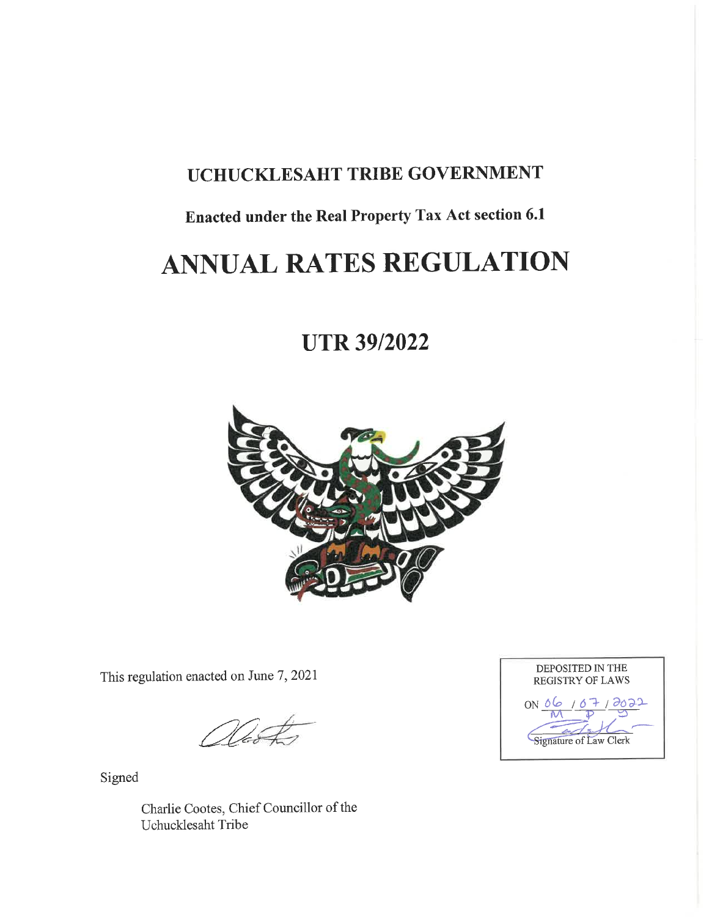# UCHUCKLESAHT TRIBE GOVERNMENT

## Enacted under the Real Property Tax Act section 6.1

# ANNUAL RATES REGULATION

# UTR 39/2022

This regulation enacted on June 7, 2021

Signed

Charlie Cootes, Chief Councillor of the
Uchucklesaht Tribe

DEPOSITED IN THE
REGISTRY OF LAWS

ON 06 / 07 / 2022
M D Y

Signature of Law Clerk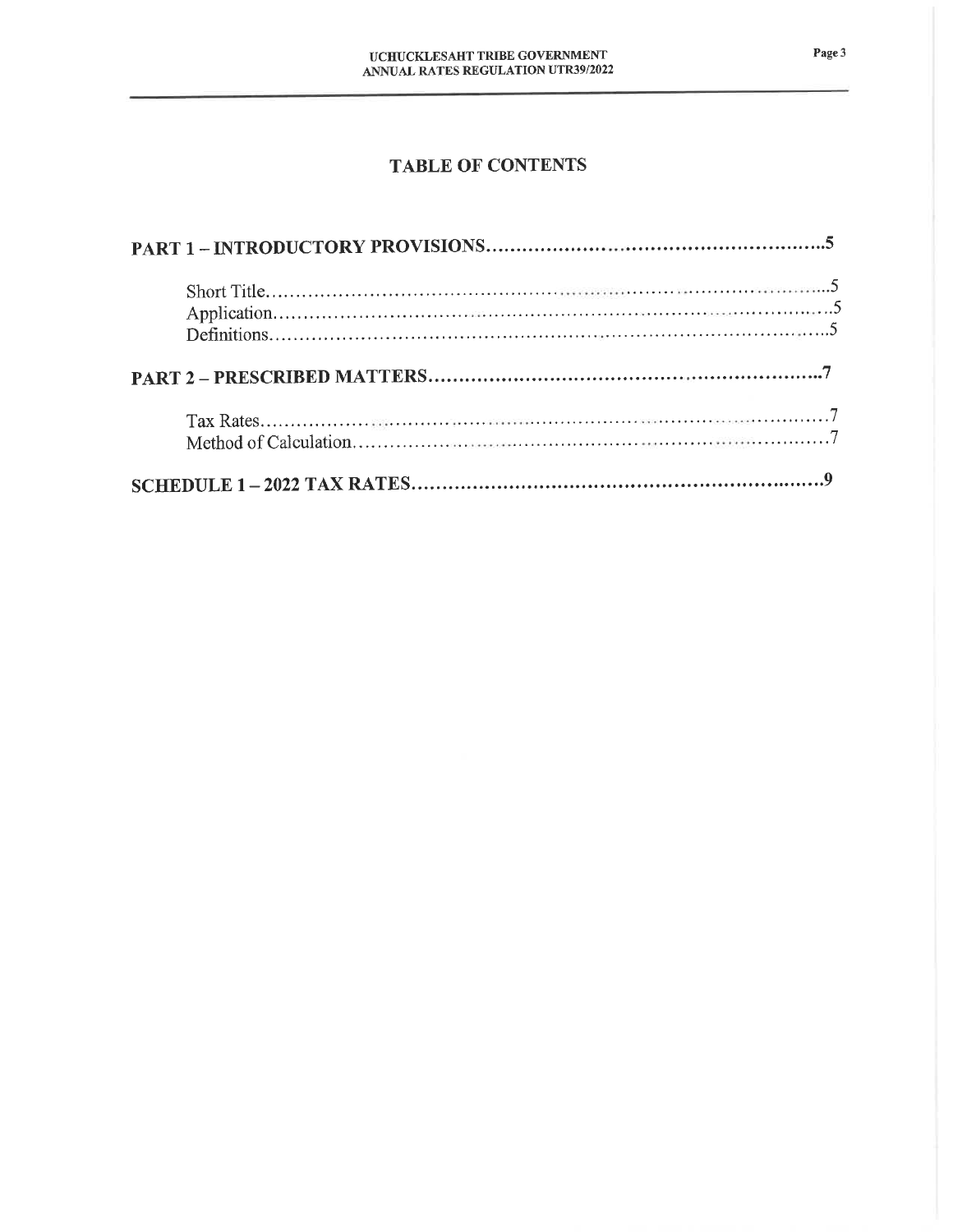# TABLE OF CONTENTS

**PART 1 – INTRODUCTORY PROVISIONS……………………………………………………5**

Short Title……………………………………………………………………………………5
Application…………………………………………………………………………………5
Definitions……………………………………………………………………………………5

**PART 2 – PRESCRIBED MATTERS……………………………………………………………7**

Tax Rates……………………………………………………………………………………7
Method of Calculation………………………………………………………………………7

**SCHEDULE 1 – 2022 TAX RATES……………………………………………………………9**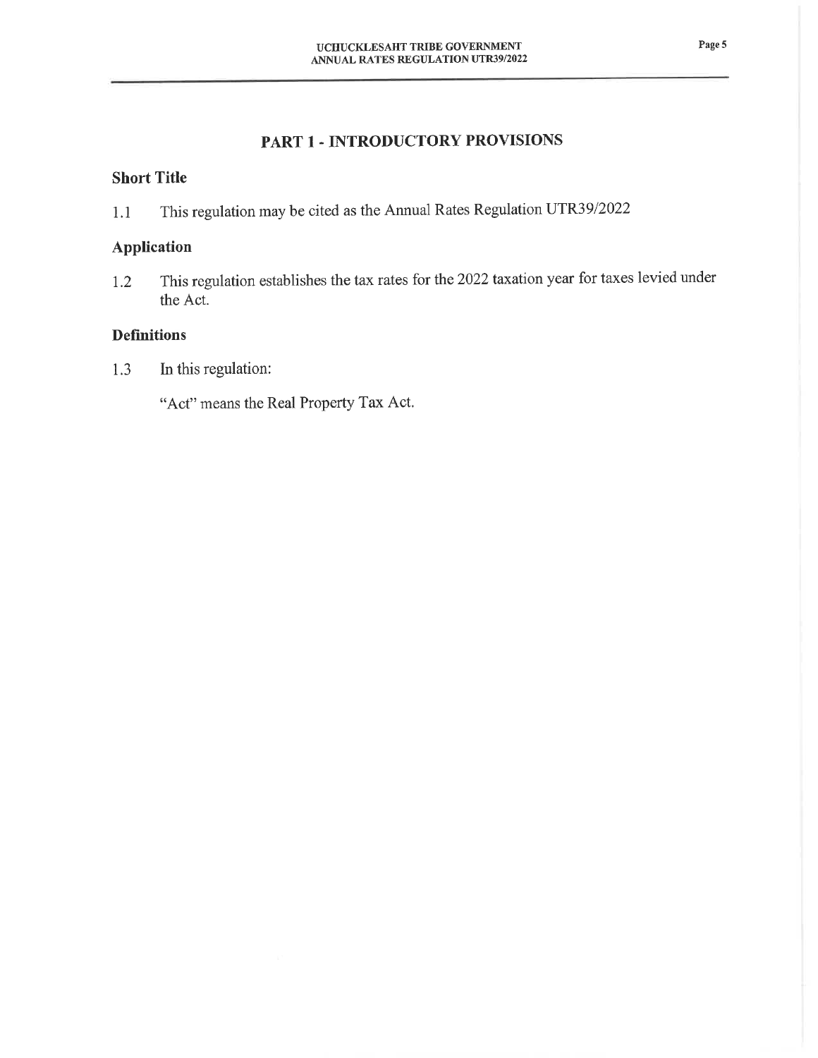# PART 1 - INTRODUCTORY PROVISIONS

## Short Title

1.1 This regulation may be cited as the Annual Rates Regulation UTR39/2022

## Application

1.2 This regulation establishes the tax rates for the 2022 taxation year for taxes levied under the Act.

## Definitions

1.3 In this regulation:

"Act" means the Real Property Tax Act.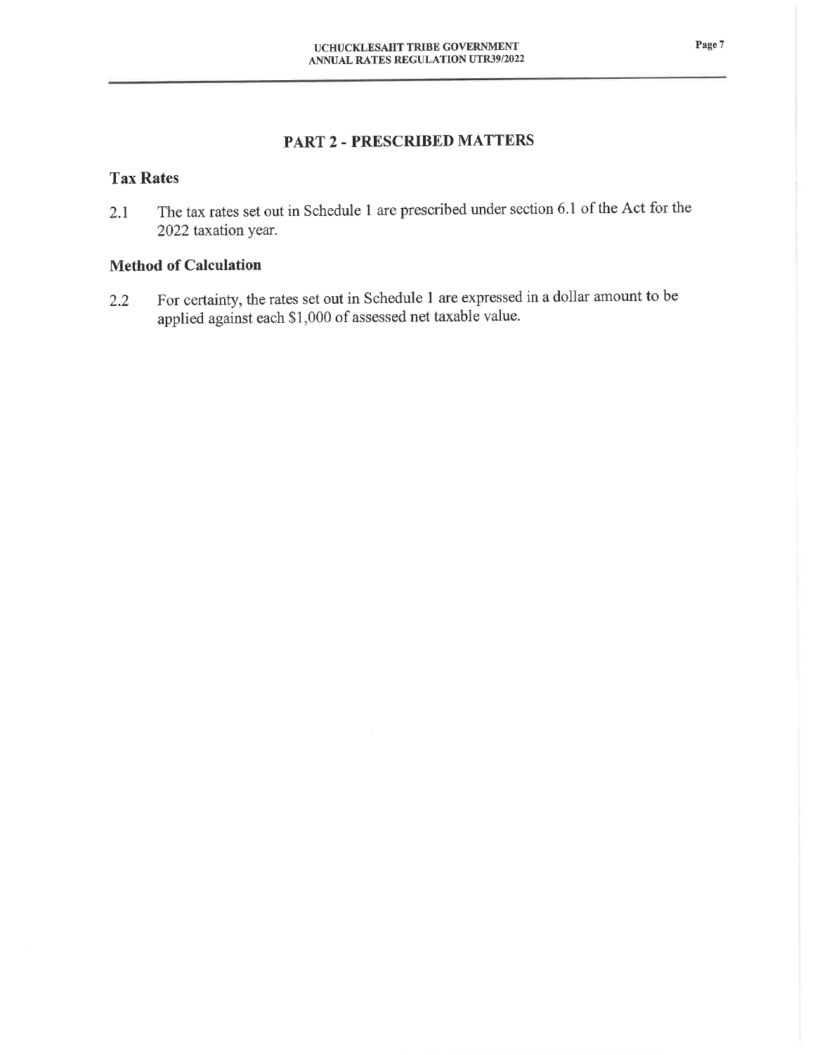## PART 2 - PRESCRIBED MATTERS

### Tax Rates

2.1 The tax rates set out in Schedule 1 are prescribed under section 6.1 of the Act for the 2022 taxation year.

### Method of Calculation

2.2 For certainty, the rates set out in Schedule 1 are expressed in a dollar amount to be applied against each $1,000 of assessed net taxable value.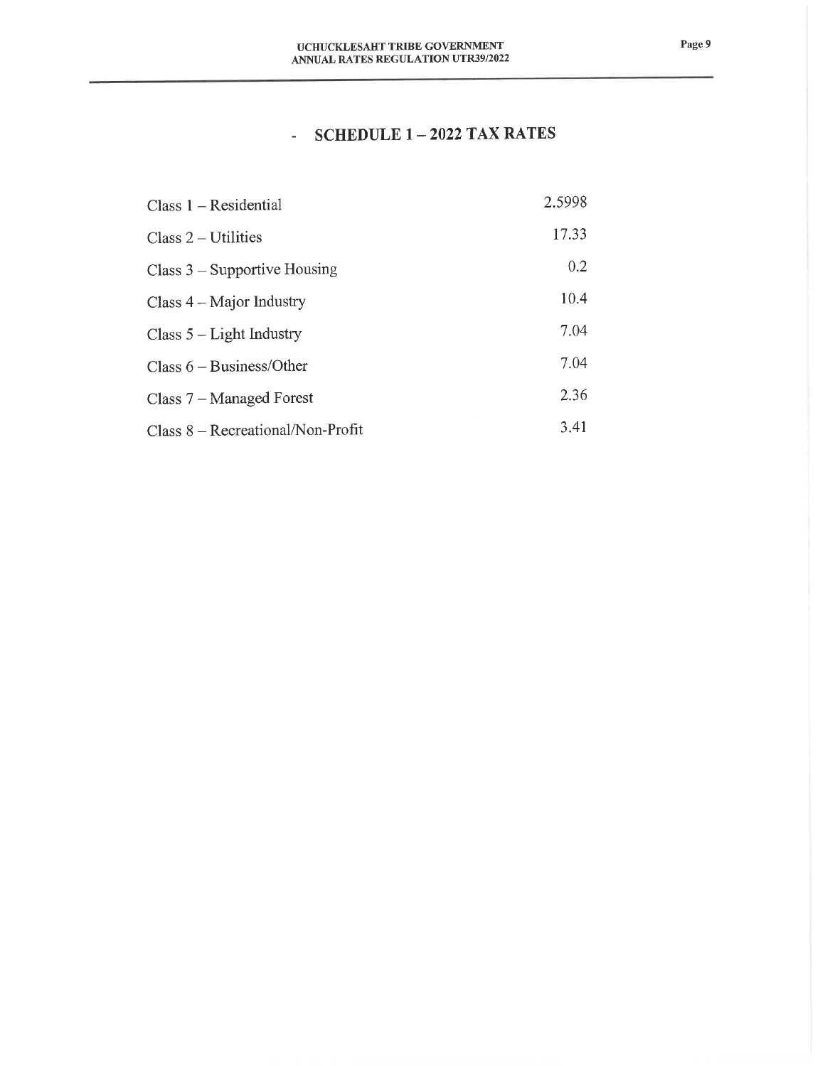## - SCHEDULE 1 – 2022 TAX RATES

| | |
|---|---|
| Class 1 – Residential | 2.5998 |
| Class 2 – Utilities | 17.33 |
| Class 3 – Supportive Housing | 0.2 |
| Class 4 – Major Industry | 10.4 |
| Class 5 – Light Industry | 7.04 |
| Class 6 – Business/Other | 7.04 |
| Class 7 – Managed Forest | 2.36 |
| Class 8 – Recreational/Non-Profit | 3.41 |